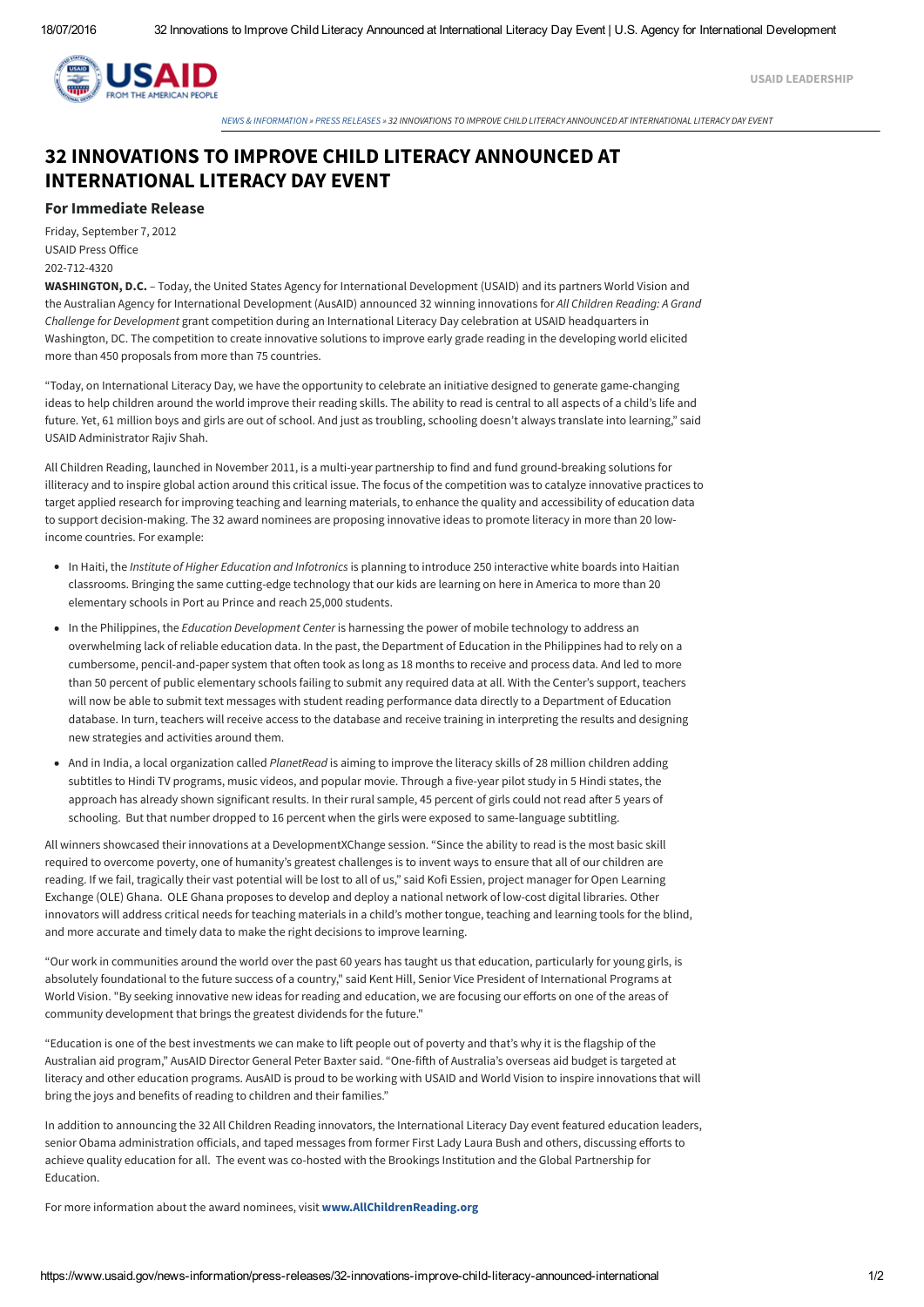USAID LEADERSHIP

NEWS & INFORMATION » PRESS RELEASES » 32 INNOVATIONS TO IMPROVE CHILD LITERACY ANNOUNCED AT INTERNATIONAL LITERACY DAY EVENT

# 32 INNOVATIONS TO IMPROVE CHILD LITERACY ANNOUNCED AT INTERNATIONAL LITERACY DAY EVENT

### For Immediate Release

Friday, September 7, 2012
USAID Press Office
202-712-4320

**WASHINGTON, D.C.** – Today, the United States Agency for International Development (USAID) and its partners World Vision and the Australian Agency for International Development (AusAID) announced 32 winning innovations for *All Children Reading: A Grand Challenge for Development* grant competition during an International Literacy Day celebration at USAID headquarters in Washington, DC. The competition to create innovative solutions to improve early grade reading in the developing world elicited more than 450 proposals from more than 75 countries.

"Today, on International Literacy Day, we have the opportunity to celebrate an initiative designed to generate game-changing ideas to help children around the world improve their reading skills. The ability to read is central to all aspects of a child's life and future. Yet, 61 million boys and girls are out of school. And just as troubling, schooling doesn't always translate into learning," said USAID Administrator Rajiv Shah.

All Children Reading, launched in November 2011, is a multi-year partnership to find and fund ground-breaking solutions for illiteracy and to inspire global action around this critical issue. The focus of the competition was to catalyze innovative practices to target applied research for improving teaching and learning materials, to enhance the quality and accessibility of education data to support decision-making. The 32 award nominees are proposing innovative ideas to promote literacy in more than 20 low-income countries. For example:

- In Haiti, the *Institute of Higher Education and Infotronics* is planning to introduce 250 interactive white boards into Haitian classrooms. Bringing the same cutting-edge technology that our kids are learning on here in America to more than 20 elementary schools in Port au Prince and reach 25,000 students.
- In the Philippines, the *Education Development Center* is harnessing the power of mobile technology to address an overwhelming lack of reliable education data. In the past, the Department of Education in the Philippines had to rely on a cumbersome, pencil-and-paper system that often took as long as 18 months to receive and process data. And led to more than 50 percent of public elementary schools failing to submit any required data at all. With the Center's support, teachers will now be able to submit text messages with student reading performance data directly to a Department of Education database. In turn, teachers will receive access to the database and receive training in interpreting the results and designing new strategies and activities around them.
- And in India, a local organization called *PlanetRead* is aiming to improve the literacy skills of 28 million children adding subtitles to Hindi TV programs, music videos, and popular movie. Through a five-year pilot study in 5 Hindi states, the approach has already shown significant results. In their rural sample, 45 percent of girls could not read after 5 years of schooling. But that number dropped to 16 percent when the girls were exposed to same-language subtitling.

All winners showcased their innovations at a DevelopmentXChange session. "Since the ability to read is the most basic skill required to overcome poverty, one of humanity's greatest challenges is to invent ways to ensure that all of our children are reading. If we fail, tragically their vast potential will be lost to all of us," said Kofi Essien, project manager for Open Learning Exchange (OLE) Ghana. OLE Ghana proposes to develop and deploy a national network of low-cost digital libraries. Other innovators will address critical needs for teaching materials in a child's mother tongue, teaching and learning tools for the blind, and more accurate and timely data to make the right decisions to improve learning.

"Our work in communities around the world over the past 60 years has taught us that education, particularly for young girls, is absolutely foundational to the future success of a country," said Kent Hill, Senior Vice President of International Programs at World Vision. "By seeking innovative new ideas for reading and education, we are focusing our efforts on one of the areas of community development that brings the greatest dividends for the future."

"Education is one of the best investments we can make to lift people out of poverty and that's why it is the flagship of the Australian aid program," AusAID Director General Peter Baxter said. "One-fifth of Australia's overseas aid budget is targeted at literacy and other education programs. AusAID is proud to be working with USAID and World Vision to inspire innovations that will bring the joys and benefits of reading to children and their families."

In addition to announcing the 32 All Children Reading innovators, the International Literacy Day event featured education leaders, senior Obama administration officials, and taped messages from former First Lady Laura Bush and others, discussing efforts to achieve quality education for all. The event was co-hosted with the Brookings Institution and the Global Partnership for Education.

For more information about the award nominees, visit **www.AllChildrenReading.org**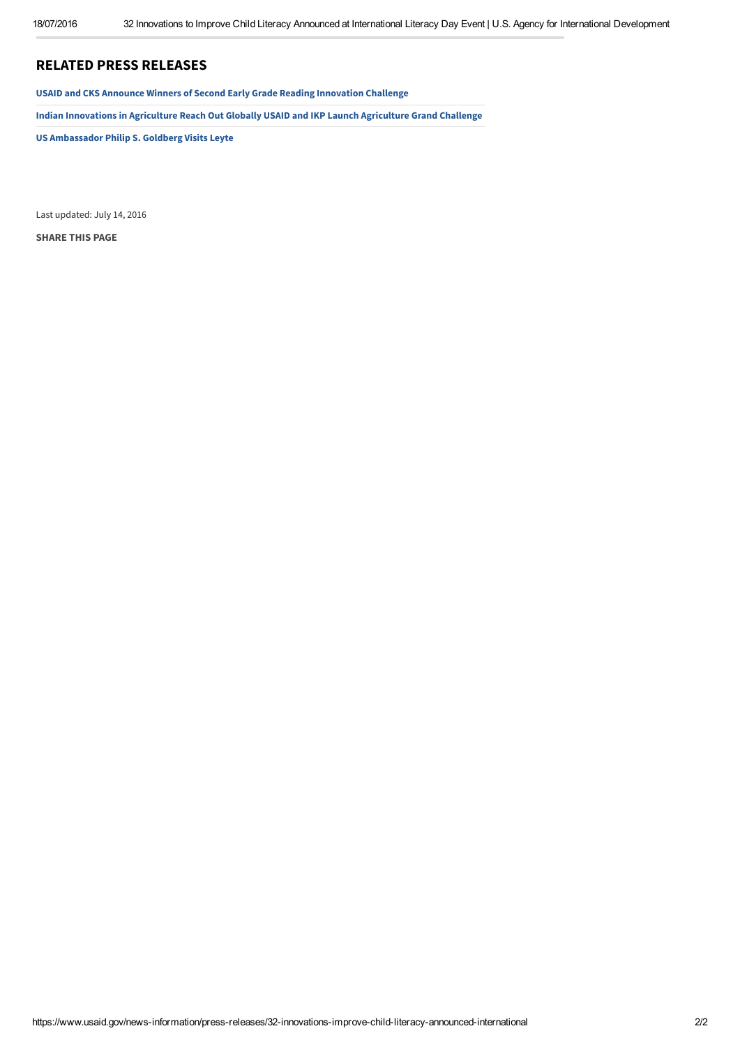## RELATED PRESS RELEASES

**USAID and CKS Announce Winners of Second Early Grade Reading Innovation Challenge**

**Indian Innovations in Agriculture Reach Out Globally USAID and IKP Launch Agriculture Grand Challenge**

**US Ambassador Philip S. Goldberg Visits Leyte**

Last updated: July 14, 2016

**SHARE THIS PAGE**